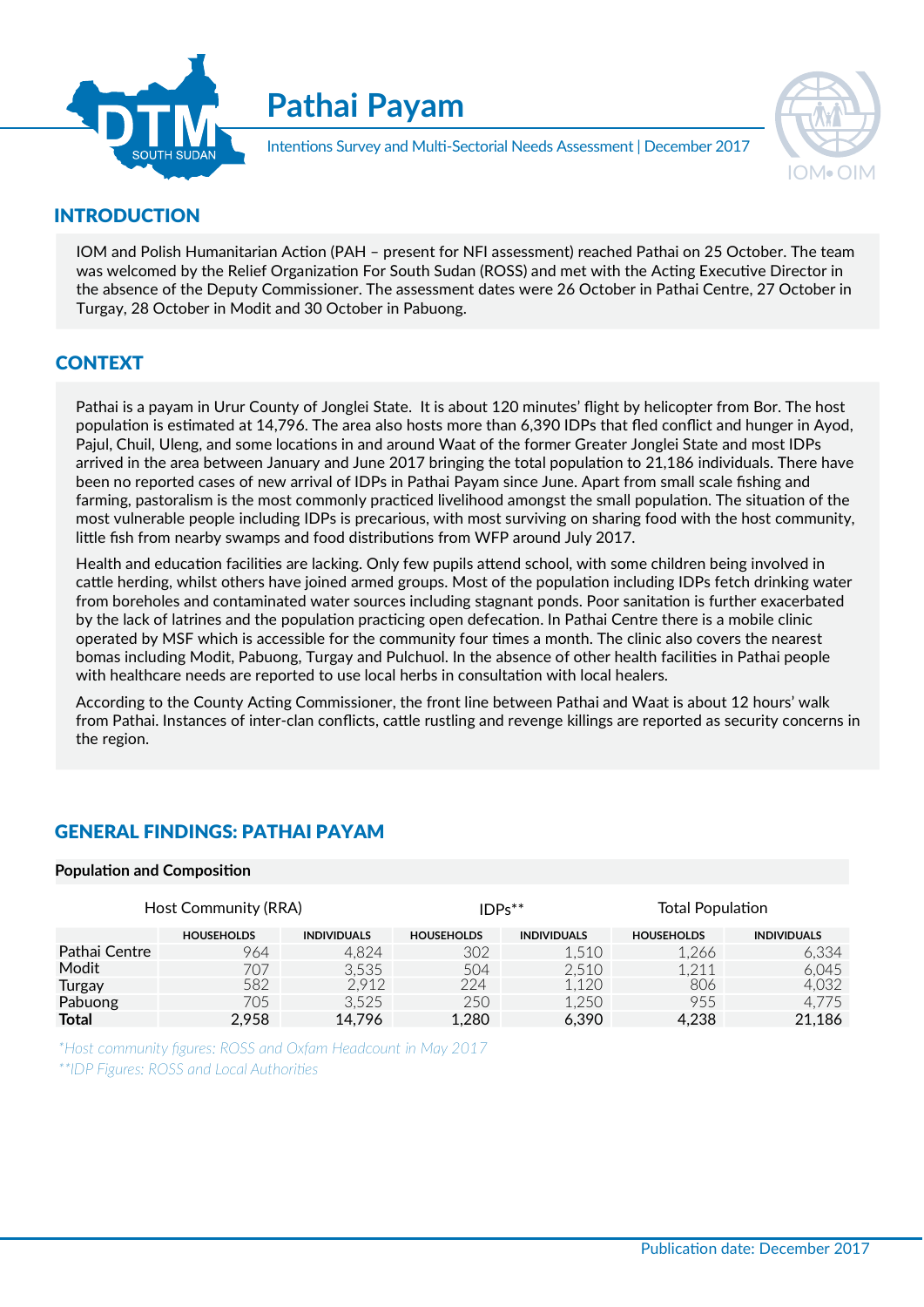# Pathai Payam

Intentions Survey and Multi-Sectorial Needs Assessment | December 2017

## INTRODUCTION

IOM and Polish Humanitarian Action (PAH – present for NFI assessment) reached Pathai on 25 October. The team was welcomed by the Relief Organization For South Sudan (ROSS) and met with the Acting Executive Director in the absence of the Deputy Commissioner. The assessment dates were 26 October in Pathai Centre, 27 October in Turgay, 28 October in Modit and 30 October in Pabuong.

## CONTEXT

Pathai is a payam in Urur County of Jonglei State. It is about 120 minutes' flight by helicopter from Bor. The host population is estimated at 14,796. The area also hosts more than 6,390 IDPs that fled conflict and hunger in Ayod, Pajul, Chuil, Uleng, and some locations in and around Waat of the former Greater Jonglei State and most IDPs arrived in the area between January and June 2017 bringing the total population to 21,186 individuals. There have been no reported cases of new arrival of IDPs in Pathai Payam since June. Apart from small scale fishing and farming, pastoralism is the most commonly practiced livelihood amongst the small population. The situation of the most vulnerable people including IDPs is precarious, with most surviving on sharing food with the host community, little fish from nearby swamps and food distributions from WFP around July 2017.

Health and education facilities are lacking. Only few pupils attend school, with some children being involved in cattle herding, whilst others have joined armed groups. Most of the population including IDPs fetch drinking water from boreholes and contaminated water sources including stagnant ponds. Poor sanitation is further exacerbated by the lack of latrines and the population practicing open defecation. In Pathai Centre there is a mobile clinic operated by MSF which is accessible for the community four times a month. The clinic also covers the nearest bomas including Modit, Pabuong, Turgay and Pulchuol. In the absence of other health facilities in Pathai people with healthcare needs are reported to use local herbs in consultation with local healers.

According to the County Acting Commissioner, the front line between Pathai and Waat is about 12 hours' walk from Pathai. Instances of inter-clan conflicts, cattle rustling and revenge killings are reported as security concerns in the region.

## GENERAL FINDINGS: PATHAI PAYAM

**Population and Composition**

| | Host Community (RRA) | | IDPs** | | Total Population | |
|---|---|---|---|---|---|---|
| | HOUSEHOLDS | INDIVIDUALS | HOUSEHOLDS | INDIVIDUALS | HOUSEHOLDS | INDIVIDUALS |
| Pathai Centre | 964 | 4,824 | 302 | 1,510 | 1,266 | 6,334 |
| Modit | 707 | 3,535 | 504 | 2,510 | 1,211 | 6,045 |
| Turgay | 582 | 2,912 | 224 | 1,120 | 806 | 4,032 |
| Pabuong | 705 | 3,525 | 250 | 1,250 | 955 | 4,775 |
| **Total** | 2,958 | 14,796 | 1,280 | 6,390 | 4,238 | 21,186 |

*\*Host community figures: ROSS and Oxfam Headcount in May 2017*

*\*\*IDP Figures: ROSS and Local Authorities*

Publication date: December 2017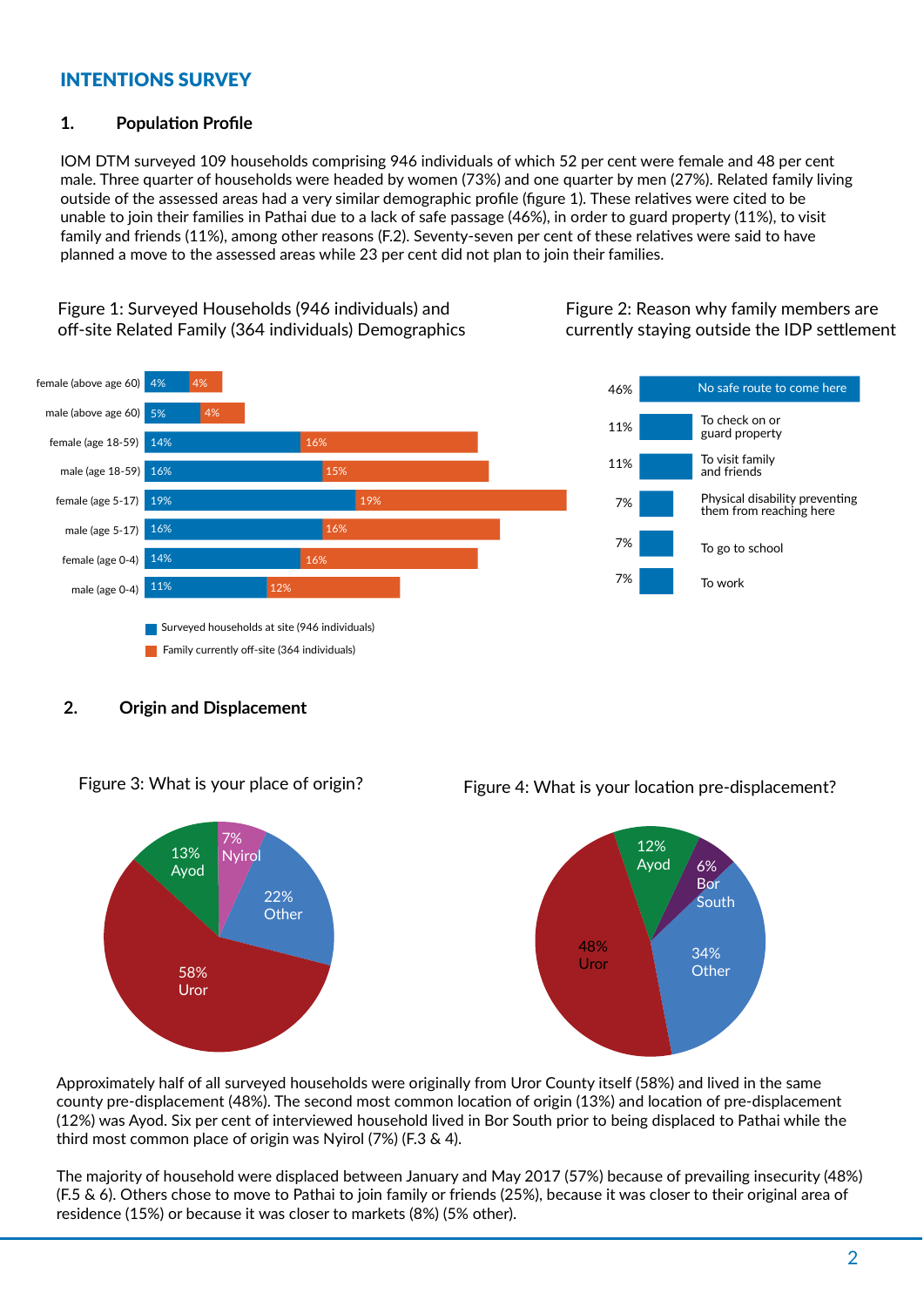## INTENTIONS SURVEY

### 1. Population Profile

IOM DTM surveyed 109 households comprising 946 individuals of which 52 per cent were female and 48 per cent male. Three quarter of households were headed by women (73%) and one quarter by men (27%). Related family living outside of the assessed areas had a very similar demographic profile (figure 1). These relatives were cited to be unable to join their families in Pathai due to a lack of safe passage (46%), in order to guard property (11%), to visit family and friends (11%), among other reasons (F.2). Seventy-seven per cent of these relatives were said to have planned a move to the assessed areas while 23 per cent did not plan to join their families.

Figure 1: Surveyed Households (946 individuals) and off-site Related Family (364 individuals) Demographics

| | Surveyed households at site (946 individuals) | Family currently off-site (364 individuals) |
|---|---|---|
| female (above age 60) | 4% | 4% |
| male (above age 60) | 5% | 4% |
| female (age 18-59) | 14% | 16% |
| male (age 18-59) | 16% | 15% |
| female (age 5-17) | 19% | 19% |
| male (age 5-17) | 16% | 16% |
| female (age 0-4) | 14% | 16% |
| male (age 0-4) | 11% | 12% |

Figure 2: Reason why family members are currently staying outside the IDP settlement

| Reason | % |
|---|---|
| No safe route to come here | 46% |
| To check on or guard property | 11% |
| To visit family and friends | 11% |
| Physical disability preventing them from reaching here | 7% |
| To go to school | 7% |
| To work | 7% |

### 2. Origin and Displacement

Figure 3: What is your place of origin?

| Place of origin | % |
|---|---|
| Uror | 58% |
| Other | 22% |
| Ayod | 13% |
| Nyirol | 7% |

Figure 4: What is your location pre-displacement?

| Location pre-displacement | % |
|---|---|
| Uror | 48% |
| Other | 34% |
| Ayod | 12% |
| Bor South | 6% |

Approximately half of all surveyed households were originally from Uror County itself (58%) and lived in the same county pre-displacement (48%). The second most common location of origin (13%) and location of pre-displacement (12%) was Ayod. Six per cent of interviewed household lived in Bor South prior to being displaced to Pathai while the third most common place of origin was Nyirol (7%) (F.3 & 4).

The majority of household were displaced between January and May 2017 (57%) because of prevailing insecurity (48%) (F.5 & 6). Others chose to move to Pathai to join family or friends (25%), because it was closer to their original area of residence (15%) or because it was closer to markets (8%) (5% other).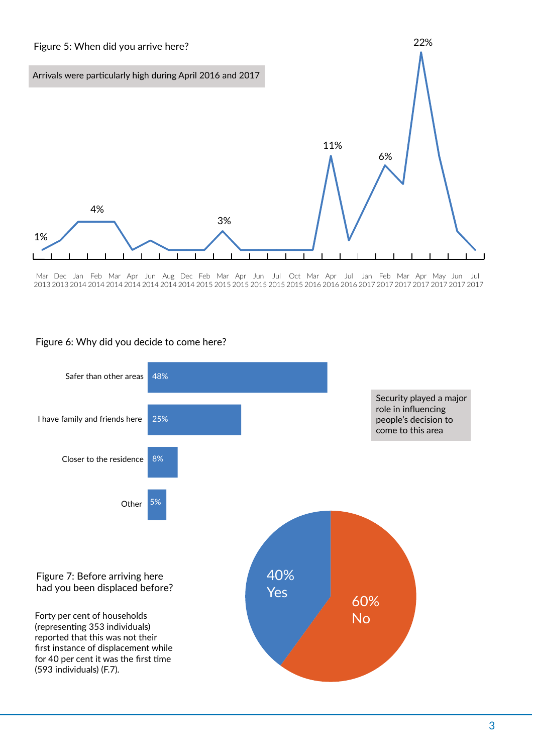Figure 5: When did you arrive here?

Arrivals were particularly high during April 2016 and 2017

| Month | Value |
|---|---|
| Mar 2013 | 1% |
| Jan 2014 | 4% |
| Mar 2015 | 3% |
| Apr 2016 | 11% |
| Feb 2017 | 6% |
| Apr 2017 | 22% |

Mar 2013, Dec 2013, Jan 2014, Feb 2014, Mar 2014, Apr 2014, Jun 2014, Aug 2014, Dec 2014, Feb 2015, Mar 2015, Apr 2015, Jun 2015, Jul 2015, Oct 2015, Mar 2016, Apr 2016, Jul 2016, Jan 2017, Feb 2017, Mar 2017, Apr 2017, May 2017, Jun 2017, Jul 2017

Figure 6: Why did you decide to come here?

| Reason | Percentage |
|---|---|
| Safer than other areas | 48% |
| I have family and friends here | 25% |
| Closer to the residence | 8% |
| Other | 5% |

Security played a major role in influencing people's decision to come to this area

Figure 7: Before arriving here had you been displaced before?

Forty per cent of households (representing 353 individuals) reported that this was not their first instance of displacement while for 40 per cent it was the first time (593 individuals) (F.7).

| Answer | Percentage |
|---|---|
| Yes | 40% |
| No | 60% |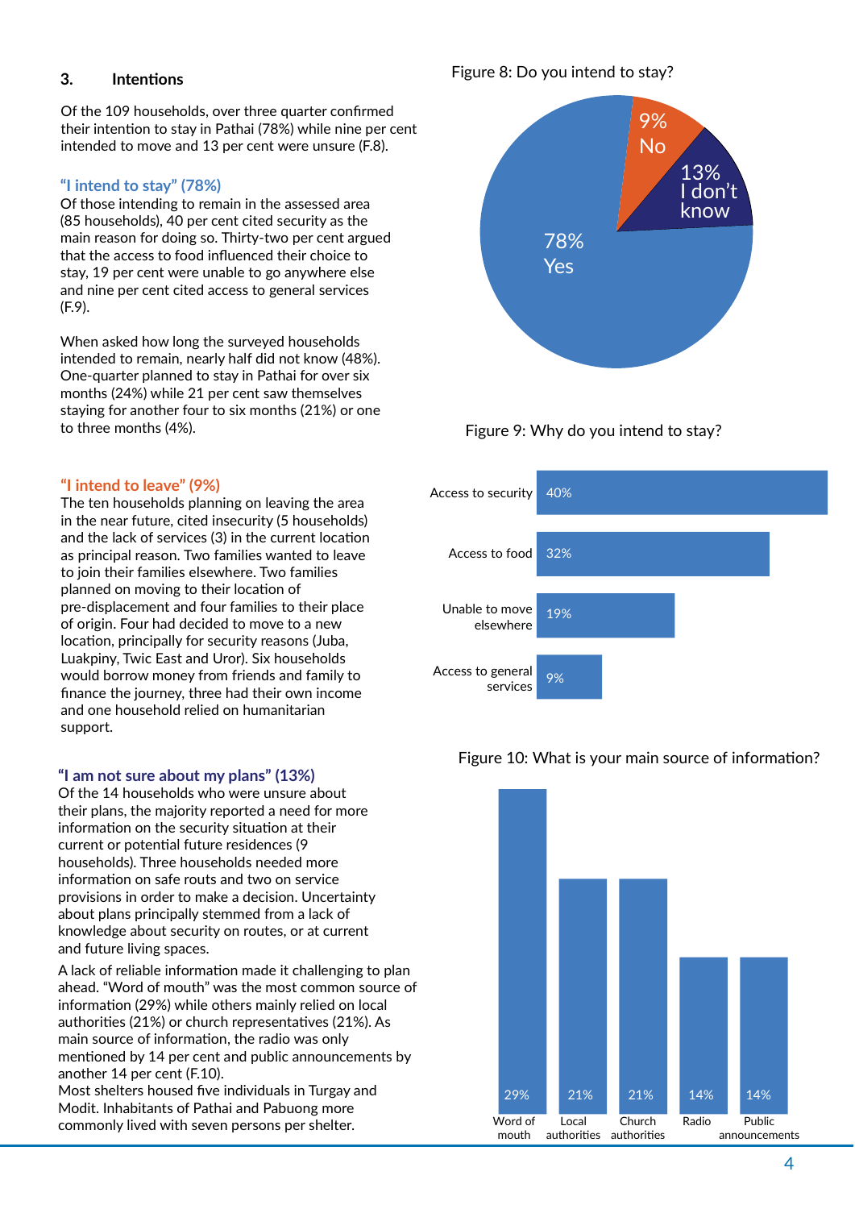## 3. Intentions

Of the 109 households, over three quarter confirmed their intention to stay in Pathai (78%) while nine per cent intended to move and 13 per cent were unsure (F.8).

### "I intend to stay" (78%)

Of those intending to remain in the assessed area (85 households), 40 per cent cited security as the main reason for doing so. Thirty-two per cent argued that the access to food influenced their choice to stay, 19 per cent were unable to go anywhere else and nine per cent cited access to general services (F.9).

When asked how long the surveyed households intended to remain, nearly half did not know (48%). One-quarter planned to stay in Pathai for over six months (24%) while 21 per cent saw themselves staying for another four to six months (21%) or one to three months (4%).

### "I intend to leave" (9%)

The ten households planning on leaving the area in the near future, cited insecurity (5 households) and the lack of services (3) in the current location as principal reason. Two families wanted to leave to join their families elsewhere. Two families planned on moving to their location of pre-displacement and four families to their place of origin. Four had decided to move to a new location, principally for security reasons (Juba, Luakpiny, Twic East and Uror). Six households would borrow money from friends and family to finance the journey, three had their own income and one household relied on humanitarian support.

### "I am not sure about my plans" (13%)

Of the 14 households who were unsure about their plans, the majority reported a need for more information on the security situation at their current or potential future residences (9 households). Three households needed more information on safe routs and two on service provisions in order to make a decision. Uncertainty about plans principally stemmed from a lack of knowledge about security on routes, or at current and future living spaces.

A lack of reliable information made it challenging to plan ahead. "Word of mouth" was the most common source of information (29%) while others mainly relied on local authorities (21%) or church representatives (21%). As main source of information, the radio was only mentioned by 14 per cent and public announcements by another 14 per cent (F.10).

Most shelters housed five individuals in Turgay and Modit. Inhabitants of Pathai and Pabuong more commonly lived with seven persons per shelter.

Figure 8: Do you intend to stay?

| Response | % |
|---|---|
| Yes | 78% |
| No | 9% |
| I don't know | 13% |

Figure 9: Why do you intend to stay?

| Reason | % |
|---|---|
| Access to security | 40% |
| Access to food | 32% |
| Unable to move elsewhere | 19% |
| Access to general services | 9% |

Figure 10: What is your main source of information?

| Source | % |
|---|---|
| Word of mouth | 29% |
| Local authorities | 21% |
| Church authorities | 21% |
| Radio | 14% |
| Public announcements | 14% |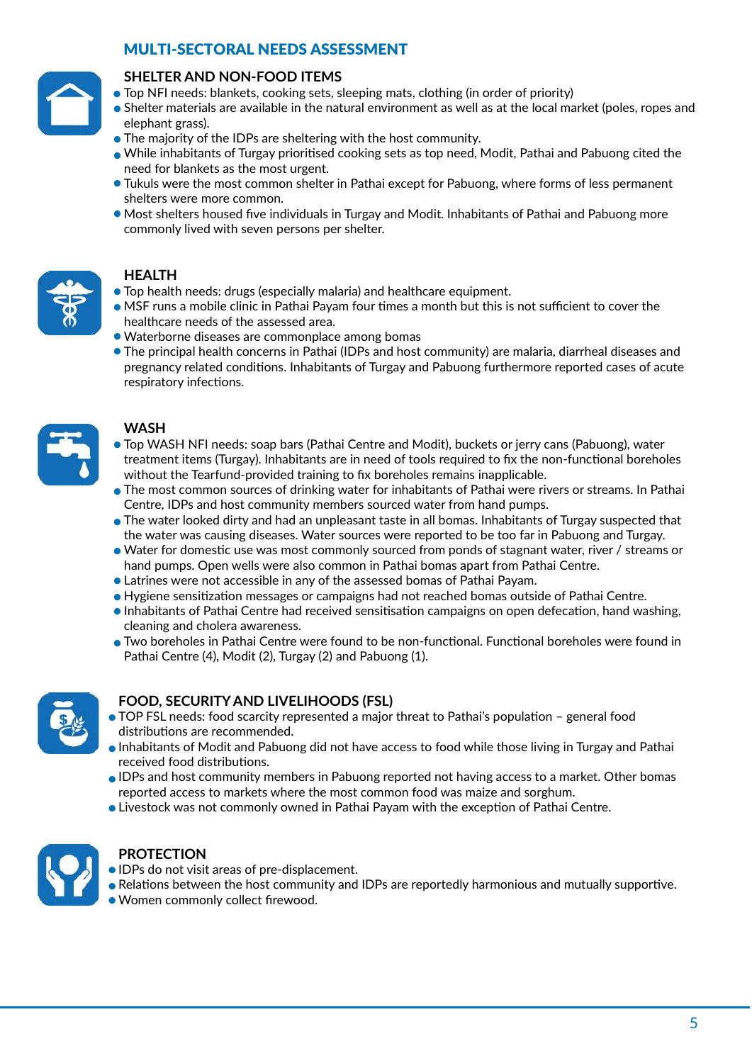## MULTI-SECTORAL NEEDS ASSESSMENT

### SHELTER AND NON-FOOD ITEMS

- Top NFI needs: blankets, cooking sets, sleeping mats, clothing (in order of priority)
- Shelter materials are available in the natural environment as well as at the local market (poles, ropes and elephant grass).
- The majority of the IDPs are sheltering with the host community.
- While inhabitants of Turgay prioritised cooking sets as top need, Modit, Pathai and Pabuong cited the need for blankets as the most urgent.
- Tukuls were the most common shelter in Pathai except for Pabuong, where forms of less permanent shelters were more common.
- Most shelters housed five individuals in Turgay and Modit. Inhabitants of Pathai and Pabuong more commonly lived with seven persons per shelter.

### HEALTH

- Top health needs: drugs (especially malaria) and healthcare equipment.
- MSF runs a mobile clinic in Pathai Payam four times a month but this is not sufficient to cover the healthcare needs of the assessed area.
- Waterborne diseases are commonplace among bomas
- The principal health concerns in Pathai (IDPs and host community) are malaria, diarrheal diseases and pregnancy related conditions. Inhabitants of Turgay and Pabuong furthermore reported cases of acute respiratory infections.

### WASH

- Top WASH NFI needs: soap bars (Pathai Centre and Modit), buckets or jerry cans (Pabuong), water treatment items (Turgay). Inhabitants are in need of tools required to fix the non-functional boreholes without the Tearfund-provided training to fix boreholes remains inapplicable.
- The most common sources of drinking water for inhabitants of Pathai were rivers or streams. In Pathai Centre, IDPs and host community members sourced water from hand pumps.
- The water looked dirty and had an unpleasant taste in all bomas. Inhabitants of Turgay suspected that the water was causing diseases. Water sources were reported to be too far in Pabuong and Turgay.
- Water for domestic use was most commonly sourced from ponds of stagnant water, river / streams or hand pumps. Open wells were also common in Pathai bomas apart from Pathai Centre.
- Latrines were not accessible in any of the assessed bomas of Pathai Payam.
- Hygiene sensitization messages or campaigns had not reached bomas outside of Pathai Centre.
- Inhabitants of Pathai Centre had received sensitisation campaigns on open defecation, hand washing, cleaning and cholera awareness.
- Two boreholes in Pathai Centre were found to be non-functional. Functional boreholes were found in Pathai Centre (4), Modit (2), Turgay (2) and Pabuong (1).

### FOOD, SECURITY AND LIVELIHOODS (FSL)

- TOP FSL needs: food scarcity represented a major threat to Pathai's population – general food distributions are recommended.
- Inhabitants of Modit and Pabuong did not have access to food while those living in Turgay and Pathai received food distributions.
- IDPs and host community members in Pabuong reported not having access to a market. Other bomas reported access to markets where the most common food was maize and sorghum.
- Livestock was not commonly owned in Pathai Payam with the exception of Pathai Centre.

### PROTECTION

- IDPs do not visit areas of pre-displacement.
- Relations between the host community and IDPs are reportedly harmonious and mutually supportive.
- Women commonly collect firewood.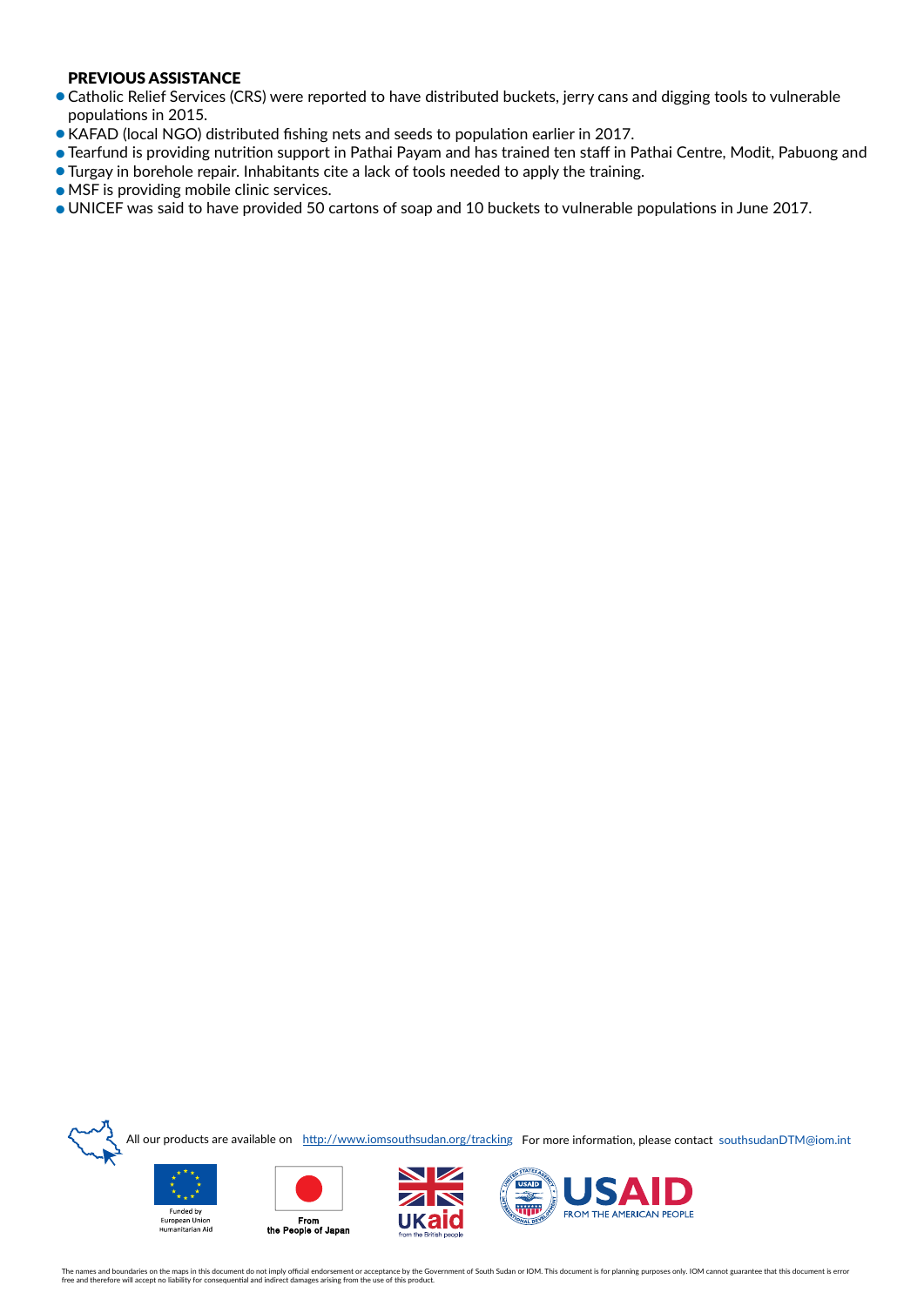## PREVIOUS ASSISTANCE

- Catholic Relief Services (CRS) were reported to have distributed buckets, jerry cans and digging tools to vulnerable populations in 2015.
- KAFAD (local NGO) distributed fishing nets and seeds to population earlier in 2017.
- Tearfund is providing nutrition support in Pathai Payam and has trained ten staff in Pathai Centre, Modit, Pabuong and
- Turgay in borehole repair. Inhabitants cite a lack of tools needed to apply the training.
- MSF is providing mobile clinic services.
- UNICEF was said to have provided 50 cartons of soap and 10 buckets to vulnerable populations in June 2017.

All our products are available on http://www.iomsouthsudan.org/tracking For more information, please contact southsudanDTM@iom.int

Funded by European Union Humanitarian Aid

From the People of Japan

UKaid from the British people

USAID FROM THE AMERICAN PEOPLE

The names and boundaries on the maps in this document do not imply official endorsement or acceptance by the Government of South Sudan or IOM. This document is for planning purposes only. IOM cannot guarantee that this document is error free and therefore will accept no liability for consequential and indirect damages arising from the use of this product.